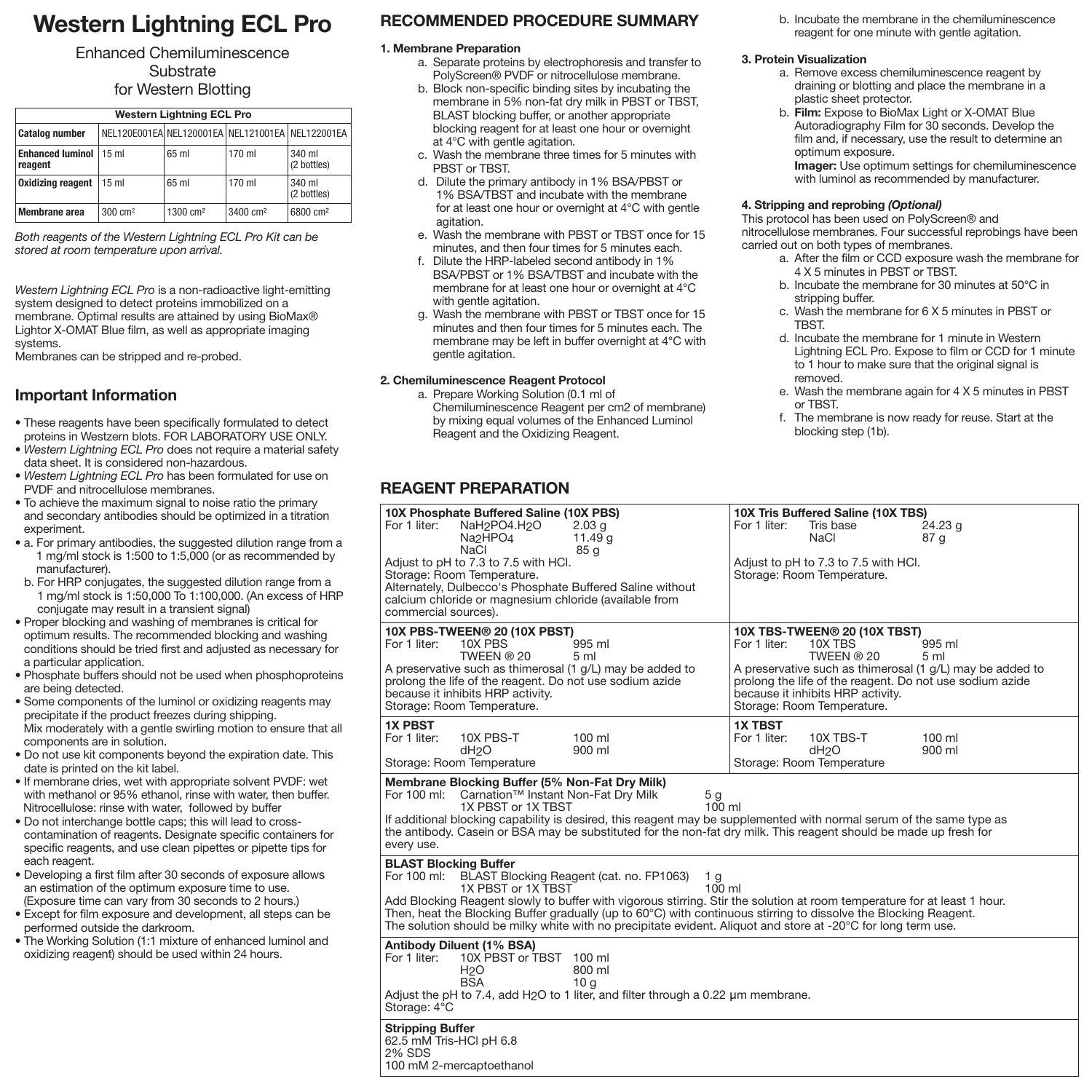# Western Lightning ECL Pro

Enhanced Chemiluminescence
Substrate
for Western Blotting

| Western Lightning ECL Pro | | | | |
|---|---|---|---|---|
| **Catalog number** | NEL120E001EA | NEL120001EA | NEL121001EA | NEL122001EA |
| **Enhanced luminol reagent** | 15 ml | 65 ml | 170 ml | 340 ml (2 bottles) |
| **Oxidizing reagent** | 15 ml | 65 ml | 170 ml | 340 ml (2 bottles) |
| **Membrane area** | 300 cm² | 1300 cm² | 3400 cm² | 6800 cm² |

*Both reagents of the Western Lightning ECL Pro Kit can be stored at room temperature upon arrival.*

*Western Lightning ECL Pro* is a non-radioactive light-emitting system designed to detect proteins immobilized on a membrane. Optimal results are attained by using BioMax® Lightor X-OMAT Blue film, as well as appropriate imaging systems.
Membranes can be stripped and re-probed.

## Important Information

- These reagents have been specifically formulated to detect proteins in Westzern blots. FOR LABORATORY USE ONLY.
- *Western Lightning ECL Pro* does not require a material safety data sheet. It is considered non-hazardous.
- *Western Lightning ECL Pro* has been formulated for use on PVDF and nitrocellulose membranes.
- To achieve the maximum signal to noise ratio the primary and secondary antibodies should be optimized in a titration experiment.
- a. For primary antibodies, the suggested dilution range from a 1 mg/ml stock is 1:500 to 1:5,000 (or as recommended by manufacturer).
  b. For HRP conjugates, the suggested dilution range from a 1 mg/ml stock is 1:50,000 To 1:100,000. (An excess of HRP conjugate may result in a transient signal)
- Proper blocking and washing of membranes is critical for optimum results. The recommended blocking and washing conditions should be tried first and adjusted as necessary for a particular application.
- Phosphate buffers should not be used when phosphoproteins are being detected.
- Some components of the luminol or oxidizing reagents may precipitate if the product freezes during shipping. Mix moderately with a gentle swirling motion to ensure that all components are in solution.
- Do not use kit components beyond the expiration date. This date is printed on the kit label.
- If membrane dries, wet with appropriate solvent PVDF: wet with methanol or 95% ethanol, rinse with water, then buffer. Nitrocellulose: rinse with water, followed by buffer
- Do not interchange bottle caps; this will lead to cross-contamination of reagents. Designate specific containers for specific reagents, and use clean pipettes or pipette tips for each reagent.
- Developing a first film after 30 seconds of exposure allows an estimation of the optimum exposure time to use. (Exposure time can vary from 30 seconds to 2 hours.)
- Except for film exposure and development, all steps can be performed outside the darkroom.
- The Working Solution (1:1 mixture of enhanced luminol and oxidizing reagent) should be used within 24 hours.

## RECOMMENDED PROCEDURE SUMMARY

**1. Membrane Preparation**

a. Separate proteins by electrophoresis and transfer to PolyScreen® PVDF or nitrocellulose membrane.
b. Block non-specific binding sites by incubating the membrane in 5% non-fat dry milk in PBST or TBST, BLAST blocking buffer, or another appropriate blocking reagent for at least one hour or overnight at 4°C with gentle agitation.
c. Wash the membrane three times for 5 minutes with PBST or TBST.
d. Dilute the primary antibody in 1% BSA/PBST or 1% BSA/TBST and incubate with the membrane for at least one hour or overnight at 4°C with gentle agitation.
e. Wash the membrane with PBST or TBST once for 15 minutes, and then four times for 5 minutes each.
f. Dilute the HRP-labeled second antibody in 1% BSA/PBST or 1% BSA/TBST and incubate with the membrane for at least one hour or overnight at 4°C with gentle agitation.
g. Wash the membrane with PBST or TBST once for 15 minutes and then four times for 5 minutes each. The membrane may be left in buffer overnight at 4°C with gentle agitation.

**2. Chemiluminescence Reagent Protocol**

a. Prepare Working Solution (0.1 ml of Chemiluminescence Reagent per cm2 of membrane) by mixing equal volumes of the Enhanced Luminol Reagent and the Oxidizing Reagent.
b. Incubate the membrane in the chemiluminescence reagent for one minute with gentle agitation.

**3. Protein Visualization**

a. Remove excess chemiluminescence reagent by draining or blotting and place the membrane in a plastic sheet protector.
b. **Film:** Expose to BioMax Light or X-OMAT Blue Autoradiography Film for 30 seconds. Develop the film and, if necessary, use the result to determine an optimum exposure.
**Imager:** Use optimum settings for chemiluminescence with luminol as recommended by manufacturer.

**4. Stripping and reprobing *(Optional)***

This protocol has been used on PolyScreen® and nitrocellulose membranes. Four successful reprobings have been carried out on both types of membranes.

a. After the film or CCD exposure wash the membrane for 4 X 5 minutes in PBST or TBST.
b. Incubate the membrane for 30 minutes at 50°C in stripping buffer.
c. Wash the membrane for 6 X 5 minutes in PBST or TBST.
d. Incubate the membrane for 1 minute in Western Lightning ECL Pro. Expose to film or CCD for 1 minute to 1 hour to make sure that the original signal is removed.
e. Wash the membrane again for 4 X 5 minutes in PBST or TBST.
f. The membrane is now ready for reuse. Start at the blocking step (1b).

## REAGENT PREPARATION

**10X Phosphate Buffered Saline (10X PBS)**
For 1 liter:
- $NaH_2PO_4.H_2O$ — 2.03 g
- $Na_2HPO_4$ — 11.49 g
- NaCl — 85 g

Adjust to pH to 7.3 to 7.5 with HCl.
Storage: Room Temperature.
Alternately, Dulbecco's Phosphate Buffered Saline without calcium chloride or magnesium chloride (available from commercial sources).

**10X Tris Buffered Saline (10X TBS)**
For 1 liter:
- Tris base — 24.23 g
- NaCl — 87 g

Adjust to pH to 7.3 to 7.5 with HCl.
Storage: Room Temperature.

**10X PBS-TWEEN® 20 (10X PBST)**
For 1 liter:
- 10X PBS — 995 ml
- TWEEN ® 20 — 5 ml

A preservative such as thimerosal (1 g/L) may be added to prolong the life of the reagent. Do not use sodium azide because it inhibits HRP activity.
Storage: Room Temperature.

**10X TBS-TWEEN® 20 (10X TBST)**
For 1 liter:
- 10X TBS — 995 ml
- TWEEN ® 20 — 5 ml

A preservative such as thimerosal (1 g/L) may be added to prolong the life of the reagent. Do not use sodium azide because it inhibits HRP activity.
Storage: Room Temperature.

**1X PBST**
For 1 liter:
- 10X PBS-T — 100 ml
- $dH_2O$ — 900 ml

Storage: Room Temperature

**1X TBST**
For 1 liter:
- 10X TBS-T — 100 ml
- $dH_2O$ — 900 ml

Storage: Room Temperature

**Membrane Blocking Buffer (5% Non-Fat Dry Milk)**
For 100 ml:
- Carnation™ Instant Non-Fat Dry Milk — 5 g
- 1X PBST or 1X TBST — 100 ml

If additional blocking capability is desired, this reagent may be supplemented with normal serum of the same type as the antibody. Casein or BSA may be substituted for the non-fat dry milk. This reagent should be made up fresh for every use.

**BLAST Blocking Buffer**
For 100 ml:
- BLAST Blocking Reagent (cat. no. FP1063) — 1 g
- 1X PBST or 1X TBST — 100 ml

Add Blocking Reagent slowly to buffer with vigorous stirring. Stir the solution at room temperature for at least 1 hour. Then, heat the Blocking Buffer gradually (up to 60°C) with continuous stirring to dissolve the Blocking Reagent. The solution should be milky white with no precipitate evident. Aliquot and store at -20°C for long term use.

**Antibody Diluent (1% BSA)**
For 1 liter:
- 10X PBST or TBST — 100 ml
- $H_2O$ — 800 ml
- BSA — 10 g

Adjust the pH to 7.4, add $H_2O$ to 1 liter, and filter through a 0.22 µm membrane.
Storage: 4°C

**Stripping Buffer**
62.5 mM Tris-HCl pH 6.8
2% SDS
100 mM 2-mercaptoethanol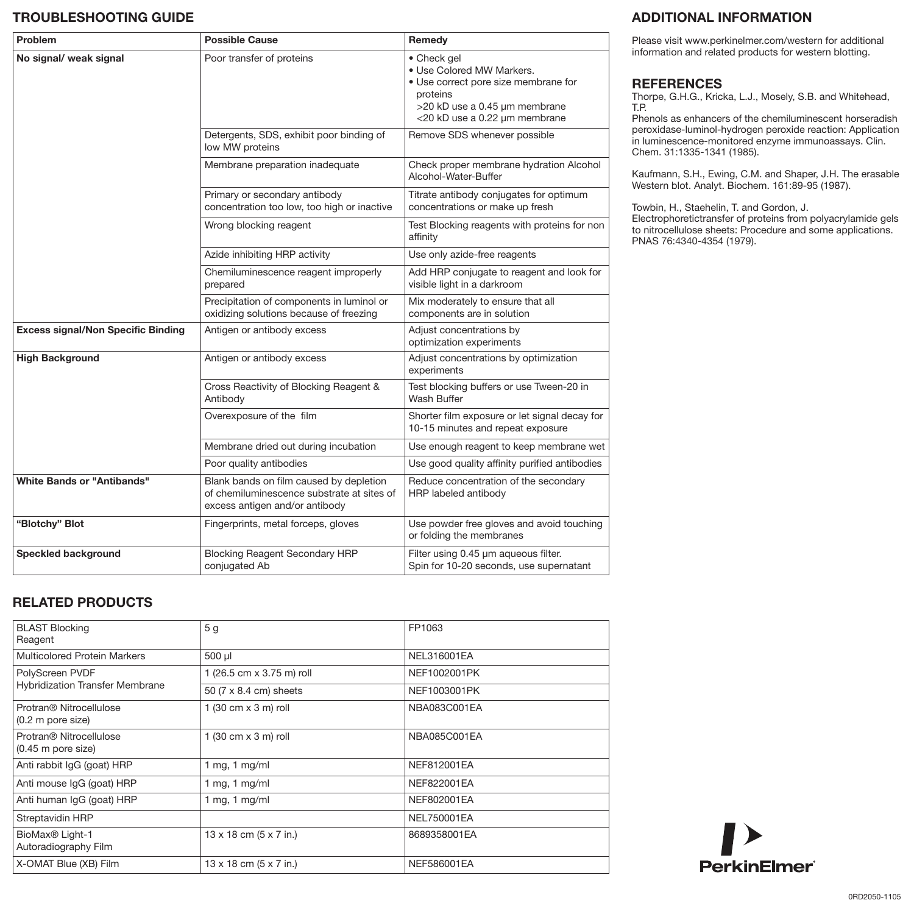## TROUBLESHOOTING GUIDE

| Problem | Possible Cause | Remedy |
|---|---|---|
| **No signal/ weak signal** | Poor transfer of proteins | • Check gel<br>• Use Colored MW Markers.<br>• Use correct pore size membrane for proteins<br>>20 kD use a 0.45 µm membrane<br><20 kD use a 0.22 µm membrane |
| | Detergents, SDS, exhibit poor binding of low MW proteins | Remove SDS whenever possible |
| | Membrane preparation inadequate | Check proper membrane hydration Alcohol Alcohol-Water-Buffer |
| | Primary or secondary antibody concentration too low, too high or inactive | Titrate antibody conjugates for optimum concentrations or make up fresh |
| | Wrong blocking reagent | Test Blocking reagents with proteins for non affinity |
| | Azide inhibiting HRP activity | Use only azide-free reagents |
| | Chemiluminescence reagent improperly prepared | Add HRP conjugate to reagent and look for visible light in a darkroom |
| | Precipitation of components in luminol or oxidizing solutions because of freezing | Mix moderately to ensure that all components are in solution |
| **Excess signal/Non Specific Binding** | Antigen or antibody excess | Adjust concentrations by optimization experiments |
| **High Background** | Antigen or antibody excess | Adjust concentrations by optimization experiments |
| | Cross Reactivity of Blocking Reagent & Antibody | Test blocking buffers or use Tween-20 in Wash Buffer |
| | Overexposure of the film | Shorter film exposure or let signal decay for 10-15 minutes and repeat exposure |
| | Membrane dried out during incubation | Use enough reagent to keep membrane wet |
| | Poor quality antibodies | Use good quality affinity purified antibodies |
| **White Bands or "Antibands"** | Blank bands on film caused by depletion of chemiluminescence substrate at sites of excess antigen and/or antibody | Reduce concentration of the secondary HRP labeled antibody |
| **"Blotchy" Blot** | Fingerprints, metal forceps, gloves | Use powder free gloves and avoid touching or folding the membranes |
| **Speckled background** | Blocking Reagent Secondary HRP conjugated Ab | Filter using 0.45 µm aqueous filter.<br>Spin for 10-20 seconds, use supernatant |

## RELATED PRODUCTS

| | | |
|---|---|---|
| BLAST Blocking Reagent | 5 g | FP1063 |
| Multicolored Protein Markers | 500 µl | NEL316001EA |
| PolyScreen PVDF Hybridization Transfer Membrane | 1 (26.5 cm x 3.75 m) roll | NEF1002001PK |
| | 50 (7 x 8.4 cm) sheets | NEF1003001PK |
| Protran® Nitrocellulose (0.2 m pore size) | 1 (30 cm x 3 m) roll | NBA083C001EA |
| Protran® Nitrocellulose (0.45 m pore size) | 1 (30 cm x 3 m) roll | NBA085C001EA |
| Anti rabbit IgG (goat) HRP | 1 mg, 1 mg/ml | NEF812001EA |
| Anti mouse IgG (goat) HRP | 1 mg, 1 mg/ml | NEF822001EA |
| Anti human IgG (goat) HRP | 1 mg, 1 mg/ml | NEF802001EA |
| Streptavidin HRP | | NEL750001EA |
| BioMax® Light-1 Autoradiography Film | 13 x 18 cm (5 x 7 in.) | 8689358001EA |
| X-OMAT Blue (XB) Film | 13 x 18 cm (5 x 7 in.) | NEF586001EA |

## ADDITIONAL INFORMATION

Please visit www.perkinelmer.com/western for additional information and related products for western blotting.

## REFERENCES

Thorpe, G.H.G., Kricka, L.J., Mosely, S.B. and Whitehead, T.P.
Phenols as enhancers of the chemiluminescent horseradish peroxidase-luminol-hydrogen peroxide reaction: Application in luminescence-monitored enzyme immunoassays. Clin. Chem. 31:1335-1341 (1985).

Kaufmann, S.H., Ewing, C.M. and Shaper, J.H. The erasable Western blot. Analyt. Biochem. 161:89-95 (1987).

Towbin, H., Staehelin, T. and Gordon, J.
Electrophoretictransfer of proteins from polyacrylamide gels to nitrocellulose sheets: Procedure and some applications. PNAS 76:4340-4354 (1979).

PerkinElmer

0RD2050-1105